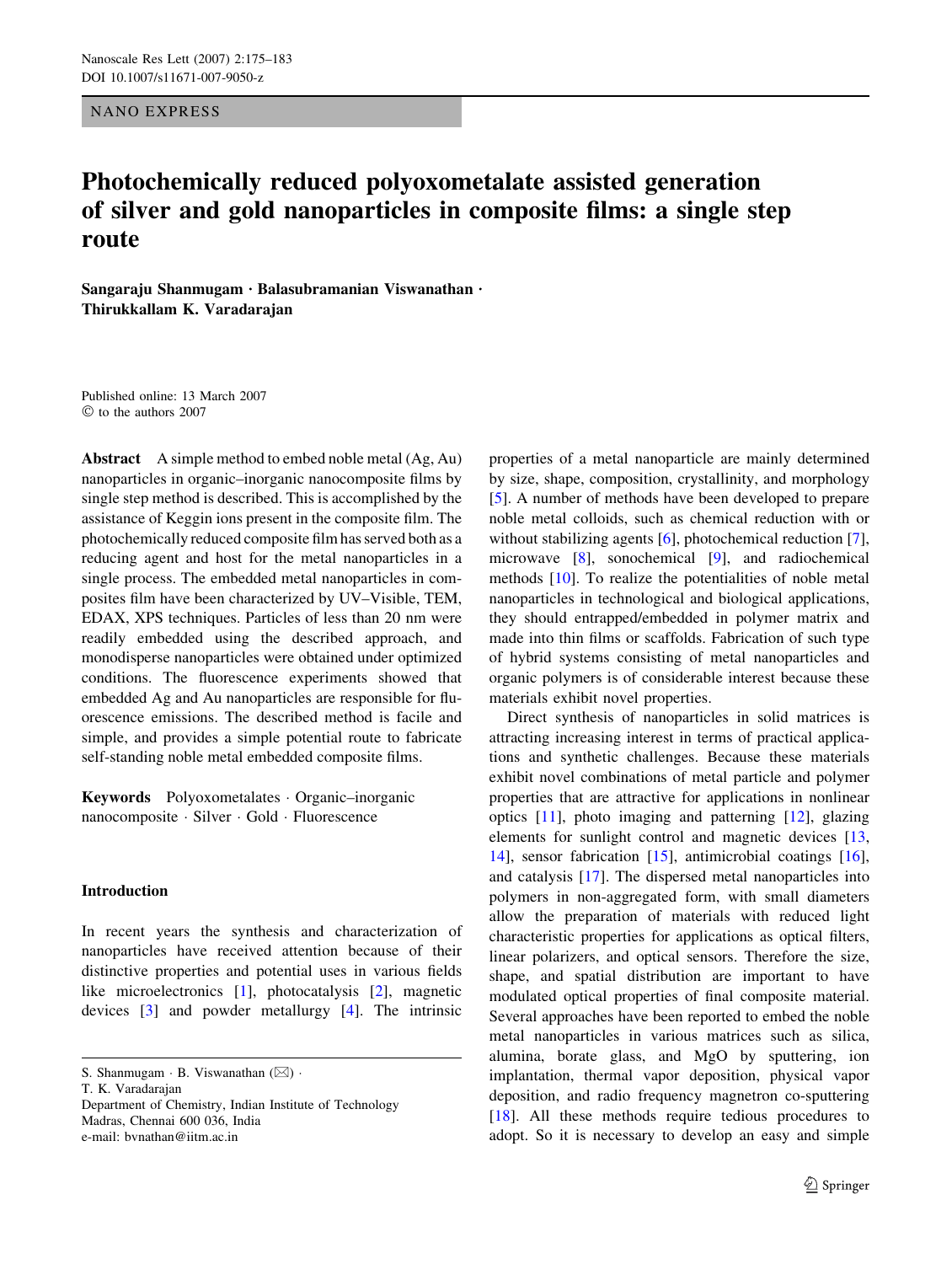NANO EXPRESS

# Photochemically reduced polyoxometalate assisted generation of silver and gold nanoparticles in composite films: a single step route

**Sangaraju Shanmugam · Balasubramanian Viswanathan · Thirukkallam K. Varadarajan**

Published online: 13 March 2007
© to the authors 2007

**Abstract** A simple method to embed noble metal (Ag, Au) nanoparticles in organic–inorganic nanocomposite films by single step method is described. This is accomplished by the assistance of Keggin ions present in the composite film. The photochemically reduced composite film has served both as a reducing agent and host for the metal nanoparticles in a single process. The embedded metal nanoparticles in composites film have been characterized by UV–Visible, TEM, EDAX, XPS techniques. Particles of less than 20 nm were readily embedded using the described approach, and monodisperse nanoparticles were obtained under optimized conditions. The fluorescence experiments showed that embedded Ag and Au nanoparticles are responsible for fluorescence emissions. The described method is facile and simple, and provides a simple potential route to fabricate self-standing noble metal embedded composite films.

**Keywords** Polyoxometalates · Organic–inorganic nanocomposite · Silver · Gold · Fluorescence

## Introduction

In recent years the synthesis and characterization of nanoparticles have received attention because of their distinctive properties and potential uses in various fields like microelectronics [1], photocatalysis [2], magnetic devices [3] and powder metallurgy [4]. The intrinsic properties of a metal nanoparticle are mainly determined by size, shape, composition, crystallinity, and morphology [5]. A number of methods have been developed to prepare noble metal colloids, such as chemical reduction with or without stabilizing agents [6], photochemical reduction [7], microwave [8], sonochemical [9], and radiochemical methods [10]. To realize the potentialities of noble metal nanoparticles in technological and biological applications, they should entrapped/embedded in polymer matrix and made into thin films or scaffolds. Fabrication of such type of hybrid systems consisting of metal nanoparticles and organic polymers is of considerable interest because these materials exhibit novel properties.

Direct synthesis of nanoparticles in solid matrices is attracting increasing interest in terms of practical applications and synthetic challenges. Because these materials exhibit novel combinations of metal particle and polymer properties that are attractive for applications in nonlinear optics [11], photo imaging and patterning [12], glazing elements for sunlight control and magnetic devices [13, 14], sensor fabrication [15], antimicrobial coatings [16], and catalysis [17]. The dispersed metal nanoparticles into polymers in non-aggregated form, with small diameters allow the preparation of materials with reduced light characteristic properties for applications as optical filters, linear polarizers, and optical sensors. Therefore the size, shape, and spatial distribution are important to have modulated optical properties of final composite material. Several approaches have been reported to embed the noble metal nanoparticles in various matrices such as silica, alumina, borate glass, and MgO by sputtering, ion implantation, thermal vapor deposition, physical vapor deposition, and radio frequency magnetron co-sputtering [18]. All these methods require tedious procedures to adopt. So it is necessary to develop an easy and simple

S. Shanmugam · B. Viswanathan (✉) ·
T. K. Varadarajan
Department of Chemistry, Indian Institute of Technology
Madras, Chennai 600 036, India
e-mail: bvnathan@iitm.ac.in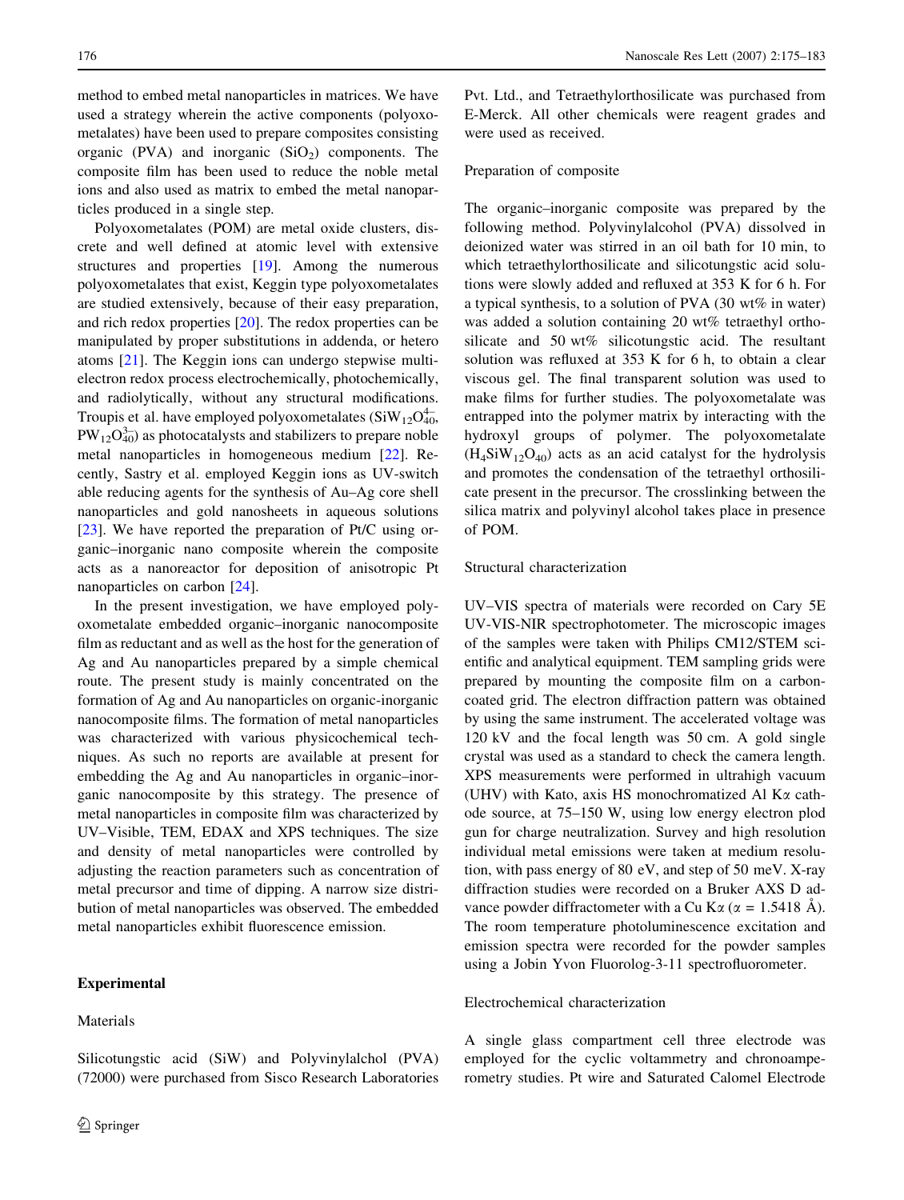method to embed metal nanoparticles in matrices. We have used a strategy wherein the active components (polyoxometalates) have been used to prepare composites consisting organic (PVA) and inorganic ($SiO_2$) components. The composite film has been used to reduce the noble metal ions and also used as matrix to embed the metal nanoparticles produced in a single step.

Polyoxometalates (POM) are metal oxide clusters, discrete and well defined at atomic level with extensive structures and properties [19]. Among the numerous polyoxometalates that exist, Keggin type polyoxometalates are studied extensively, because of their easy preparation, and rich redox properties [20]. The redox properties can be manipulated by proper substitutions in addenda, or hetero atoms [21]. The Keggin ions can undergo stepwise multi-electron redox process electrochemically, photochemically, and radiolytically, without any structural modifications. Troupis et al. have employed polyoxometalates ($SiW_{12}O_{40}^{4-}$, $PW_{12}O_{40}^{3-}$) as photocatalysts and stabilizers to prepare noble metal nanoparticles in homogeneous medium [22]. Recently, Sastry et al. employed Keggin ions as UV-switch able reducing agents for the synthesis of Au–Ag core shell nanoparticles and gold nanosheets in aqueous solutions [23]. We have reported the preparation of Pt/C using organic–inorganic nano composite wherein the composite acts as a nanoreactor for deposition of anisotropic Pt nanoparticles on carbon [24].

In the present investigation, we have employed polyoxometalate embedded organic–inorganic nanocomposite film as reductant and as well as the host for the generation of Ag and Au nanoparticles prepared by a simple chemical route. The present study is mainly concentrated on the formation of Ag and Au nanoparticles on organic-inorganic nanocomposite films. The formation of metal nanoparticles was characterized with various physicochemical techniques. As such no reports are available at present for embedding the Ag and Au nanoparticles in organic–inorganic nanocomposite by this strategy. The presence of metal nanoparticles in composite film was characterized by UV–Visible, TEM, EDAX and XPS techniques. The size and density of metal nanoparticles were controlled by adjusting the reaction parameters such as concentration of metal precursor and time of dipping. A narrow size distribution of metal nanoparticles was observed. The embedded metal nanoparticles exhibit fluorescence emission.

## Experimental

### Materials

Silicotungstic acid (SiW) and Polyvinylalchol (PVA) (72000) were purchased from Sisco Research Laboratories Pvt. Ltd., and Tetraethylorthosilicate was purchased from E-Merck. All other chemicals were reagent grades and were used as received.

### Preparation of composite

The organic–inorganic composite was prepared by the following method. Polyvinylalcohol (PVA) dissolved in deionized water was stirred in an oil bath for 10 min, to which tetraethylorthosilicate and silicotungstic acid solutions were slowly added and refluxed at 353 K for 6 h. For a typical synthesis, to a solution of PVA (30 wt% in water) was added a solution containing 20 wt% tetraethyl orthosilicate and 50 wt% silicotungstic acid. The resultant solution was refluxed at 353 K for 6 h, to obtain a clear viscous gel. The final transparent solution was used to make films for further studies. The polyoxometalate was entrapped into the polymer matrix by interacting with the hydroxyl groups of polymer. The polyoxometalate ($H_4SiW_{12}O_{40}$) acts as an acid catalyst for the hydrolysis and promotes the condensation of the tetraethyl orthosilicate present in the precursor. The crosslinking between the silica matrix and polyvinyl alcohol takes place in presence of POM.

### Structural characterization

UV–VIS spectra of materials were recorded on Cary 5E UV-VIS-NIR spectrophotometer. The microscopic images of the samples were taken with Philips CM12/STEM scientific and analytical equipment. TEM sampling grids were prepared by mounting the composite film on a carbon-coated grid. The electron diffraction pattern was obtained by using the same instrument. The accelerated voltage was 120 kV and the focal length was 50 cm. A gold single crystal was used as a standard to check the camera length. XPS measurements were performed in ultrahigh vacuum (UHV) with Kato, axis HS monochromatized Al K$\alpha$ cathode source, at 75–150 W, using low energy electron plod gun for charge neutralization. Survey and high resolution individual metal emissions were taken at medium resolution, with pass energy of 80 eV, and step of 50 meV. X-ray diffraction studies were recorded on a Bruker AXS D advance powder diffractometer with a Cu K$\alpha$ ($\alpha$ = 1.5418 Å). The room temperature photoluminescence excitation and emission spectra were recorded for the powder samples using a Jobin Yvon Fluorolog-3-11 spectrofluorometer.

### Electrochemical characterization

A single glass compartment cell three electrode was employed for the cyclic voltammetry and chronoamperometry studies. Pt wire and Saturated Calomel Electrode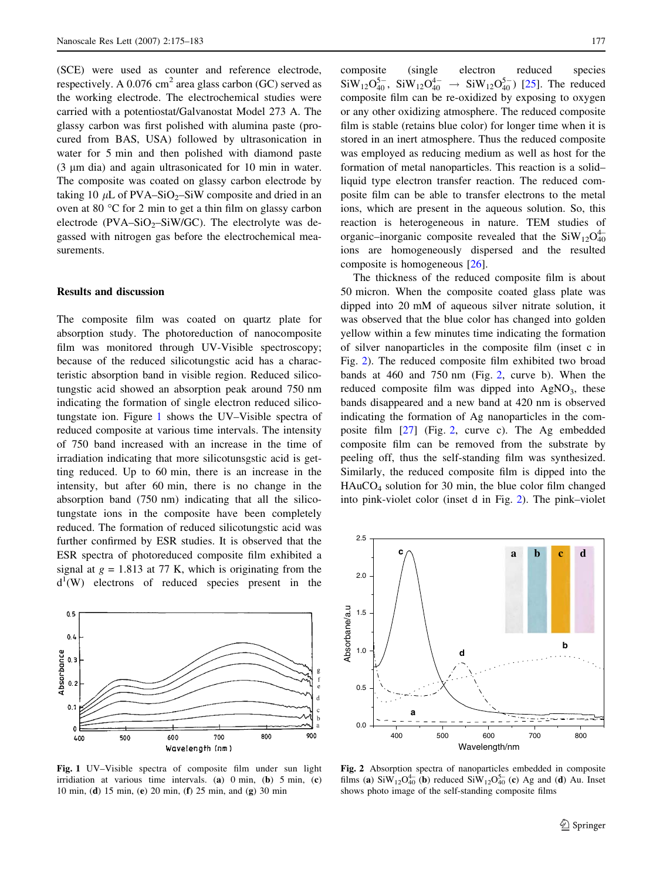(SCE) were used as counter and reference electrode, respectively. A 0.076 $cm^2$ area glass carbon (GC) served as the working electrode. The electrochemical studies were carried with a potentiostat/Galvanostat Model 273 A. The glassy carbon was first polished with alumina paste (procured from BAS, USA) followed by ultrasonication in water for 5 min and then polished with diamond paste (3 μm dia) and again ultrasonicated for 10 min in water. The composite was coated on glassy carbon electrode by taking 10 μL of PVA–$SiO_2$–SiW composite and dried in an oven at 80 °C for 2 min to get a thin film on glassy carbon electrode (PVA–$SiO_2$–SiW/GC). The electrolyte was degassed with nitrogen gas before the electrochemical measurements.

## Results and discussion

The composite film was coated on quartz plate for absorption study. The photoreduction of nanocomposite film was monitored through UV-Visible spectroscopy; because of the reduced silicotungstic acid has a characteristic absorption band in visible region. Reduced silicotungstic acid showed an absorption peak around 750 nm indicating the formation of single electron reduced silicotungstate ion. Figure 1 shows the UV–Visible spectra of reduced composite at various time intervals. The intensity of 750 band increased with an increase in the time of irradiation indicating that more silicotunsgstic acid is getting reduced. Up to 60 min, there is an increase in the intensity, but after 60 min, there is no change in the absorption band (750 nm) indicating that all the silicotungstate ions in the composite have been completely reduced. The formation of reduced silicotungstic acid was further confirmed by ESR studies. It is observed that the ESR spectra of photoreduced composite film exhibited a signal at $g = 1.813$ at 77 K, which is originating from the $d^1$(W) electrons of reduced species present in the composite (single electron reduced species $SiW_{12}O_{40}^{5-}$, $SiW_{12}O_{40}^{4-} \rightarrow SiW_{12}O_{40}^{5-}$) [25]. The reduced composite film can be re-oxidized by exposing to oxygen or any other oxidizing atmosphere. The reduced composite film is stable (retains blue color) for longer time when it is stored in an inert atmosphere. Thus the reduced composite was employed as reducing medium as well as host for the formation of metal nanoparticles. This reaction is a solid–liquid type electron transfer reaction. The reduced composite film can be able to transfer electrons to the metal ions, which are present in the aqueous solution. So, this reaction is heterogeneous in nature. TEM studies of organic–inorganic composite revealed that the $SiW_{12}O_{40}^{4-}$ ions are homogeneously dispersed and the resulted composite is homogeneous [26].

The thickness of the reduced composite film is about 50 micron. When the composite coated glass plate was dipped into 20 mM of aqueous silver nitrate solution, it was observed that the blue color has changed into golden yellow within a few minutes time indicating the formation of silver nanoparticles in the composite film (inset c in Fig. 2). The reduced composite film exhibited two broad bands at 460 and 750 nm (Fig. 2, curve b). When the reduced composite film was dipped into $AgNO_3$, these bands disappeared and a new band at 420 nm is observed indicating the formation of Ag nanoparticles in the composite film [27] (Fig. 2, curve c). The Ag embedded composite film can be removed from the substrate by peeling off, thus the self-standing film was synthesized. Similarly, the reduced composite film is dipped into the $HAuCO_4$ solution for 30 min, the blue color film changed into pink-violet color (inset d in Fig. 2). The pink–violet

**Fig. 1** UV–Visible spectra of composite film under sun light irridiation at various time intervals. (**a**) 0 min, (**b**) 5 min, (**c**) 10 min, (**d**) 15 min, (**e**) 20 min, (**f**) 25 min, and (**g**) 30 min

**Fig. 2** Absorption spectra of nanoparticles embedded in composite films (**a**) $SiW_{12}O_{40}^{4-}$ (**b**) reduced $SiW_{12}O_{40}^{5-}$ (**c**) Ag and (**d**) Au. Inset shows photo image of the self-standing composite films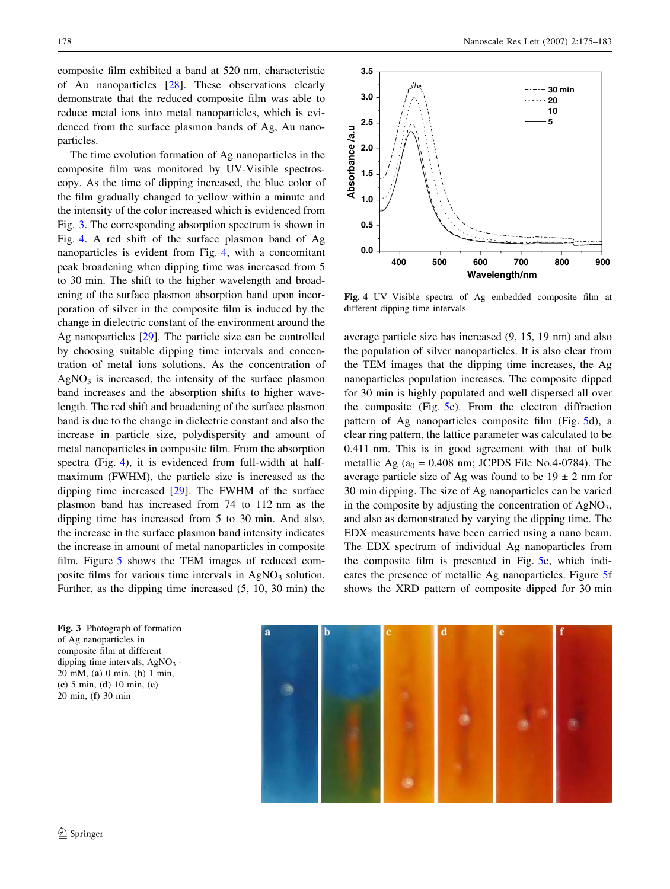composite film exhibited a band at 520 nm, characteristic of Au nanoparticles [28]. These observations clearly demonstrate that the reduced composite film was able to reduce metal ions into metal nanoparticles, which is evidenced from the surface plasmon bands of Ag, Au nanoparticles.

The time evolution formation of Ag nanoparticles in the composite film was monitored by UV-Visible spectroscopy. As the time of dipping increased, the blue color of the film gradually changed to yellow within a minute and the intensity of the color increased which is evidenced from Fig. 3. The corresponding absorption spectrum is shown in Fig. 4. A red shift of the surface plasmon band of Ag nanoparticles is evident from Fig. 4, with a concomitant peak broadening when dipping time was increased from 5 to 30 min. The shift to the higher wavelength and broadening of the surface plasmon absorption band upon incorporation of silver in the composite film is induced by the change in dielectric constant of the environment around the Ag nanoparticles [29]. The particle size can be controlled by choosing suitable dipping time intervals and concentration of metal ions solutions. As the concentration of $AgNO_3$ is increased, the intensity of the surface plasmon band increases and the absorption shifts to higher wavelength. The red shift and broadening of the surface plasmon band is due to the change in dielectric constant and also the increase in particle size, polydispersity and amount of metal nanoparticles in composite film. From the absorption spectra (Fig. 4), it is evidenced from full-width at half-maximum (FWHM), the particle size is increased as the dipping time increased [29]. The FWHM of the surface plasmon band has increased from 74 to 112 nm as the dipping time has increased from 5 to 30 min. And also, the increase in the surface plasmon band intensity indicates the increase in amount of metal nanoparticles in composite film. Figure 5 shows the TEM images of reduced composite films for various time intervals in $AgNO_3$ solution. Further, as the dipping time increased (5, 10, 30 min) the average particle size has increased (9, 15, 19 nm) and also the population of silver nanoparticles. It is also clear from the TEM images that the dipping time increases, the Ag nanoparticles population increases. The composite dipped for 30 min is highly populated and well dispersed all over the composite (Fig. 5c). From the electron diffraction pattern of Ag nanoparticles composite film (Fig. 5d), a clear ring pattern, the lattice parameter was calculated to be 0.411 nm. This is in good agreement with that of bulk metallic Ag ($a_0$ = 0.408 nm; JCPDS File No.4-0784). The average particle size of Ag was found to be 19 ± 2 nm for 30 min dipping. The size of Ag nanoparticles can be varied in the composite by adjusting the concentration of $AgNO_3$, and also as demonstrated by varying the dipping time. The EDX measurements have been carried out using a nano beam. The EDX spectrum of individual Ag nanoparticles from the composite film is presented in Fig. 5e, which indicates the presence of metallic Ag nanoparticles. Figure 5f shows the XRD pattern of composite dipped for 30 min

**Fig. 4** UV–Visible spectra of Ag embedded composite film at different dipping time intervals

**Fig. 3** Photograph of formation of Ag nanoparticles in composite film at different dipping time intervals, $AgNO_3$ - 20 mM, (**a**) 0 min, (**b**) 1 min, (**c**) 5 min, (**d**) 10 min, (**e**) 20 min, (**f**) 30 min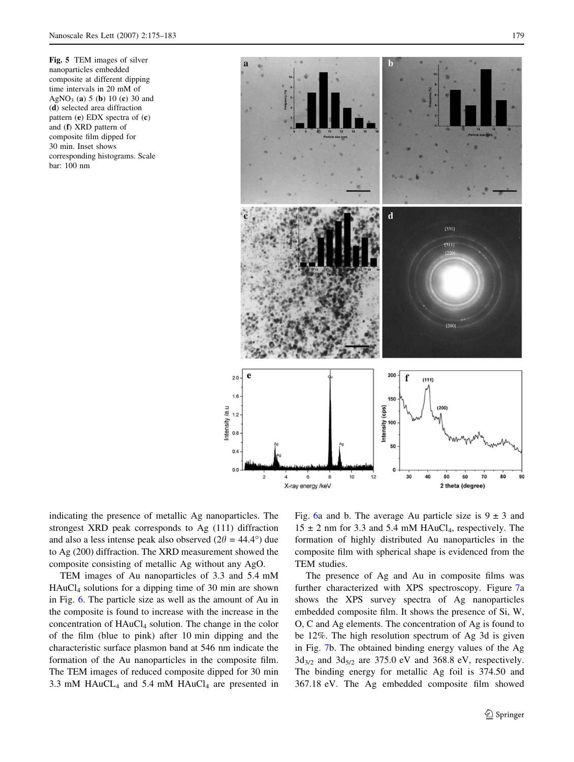**Fig. 5** TEM images of silver nanoparticles embedded composite at different dipping time intervals in 20 mM of $AgNO_3$ (**a**) 5 (**b**) 10 (**c**) 30 and (**d**) selected area diffraction pattern (**e**) EDX spectra of (**c**) and (**f**) XRD pattern of composite film dipped for 30 min. Inset shows corresponding histograms. Scale bar: 100 nm

indicating the presence of metallic Ag nanoparticles. The strongest XRD peak corresponds to Ag (111) diffraction and also a less intense peak also observed ($2\theta = 44.4°$) due to Ag (200) diffraction. The XRD measurement showed the composite consisting of metallic Ag without any AgO.

TEM images of Au nanoparticles of 3.3 and 5.4 mM $HAuCl_4$ solutions for a dipping time of 30 min are shown in Fig. 6. The particle size as well as the amount of Au in the composite is found to increase with the increase in the concentration of $HAuCl_4$ solution. The change in the color of the film (blue to pink) after 10 min dipping and the characteristic surface plasmon band at 546 nm indicate the formation of the Au nanoparticles in the composite film. The TEM images of reduced composite dipped for 30 min 3.3 mM $HAuCL_4$ and 5.4 mM $HAuCl_4$ are presented in Fig. 6a and b. The average Au particle size is $9 \pm 3$ and $15 \pm 2$ nm for 3.3 and 5.4 mM $HAuCl_4$, respectively. The formation of highly distributed Au nanoparticles in the composite film with spherical shape is evidenced from the TEM studies.

The presence of Ag and Au in composite films was further characterized with XPS spectroscopy. Figure 7a shows the XPS survey spectra of Ag nanoparticles embedded composite film. It shows the presence of Si, W, O, C and Ag elements. The concentration of Ag is found to be 12%. The high resolution spectrum of Ag 3d is given in Fig. 7b. The obtained binding energy values of the Ag $3d_{3/2}$ and $3d_{5/2}$ are 375.0 eV and 368.8 eV, respectively. The binding energy for metallic Ag foil is 374.50 and 367.18 eV. The Ag embedded composite film showed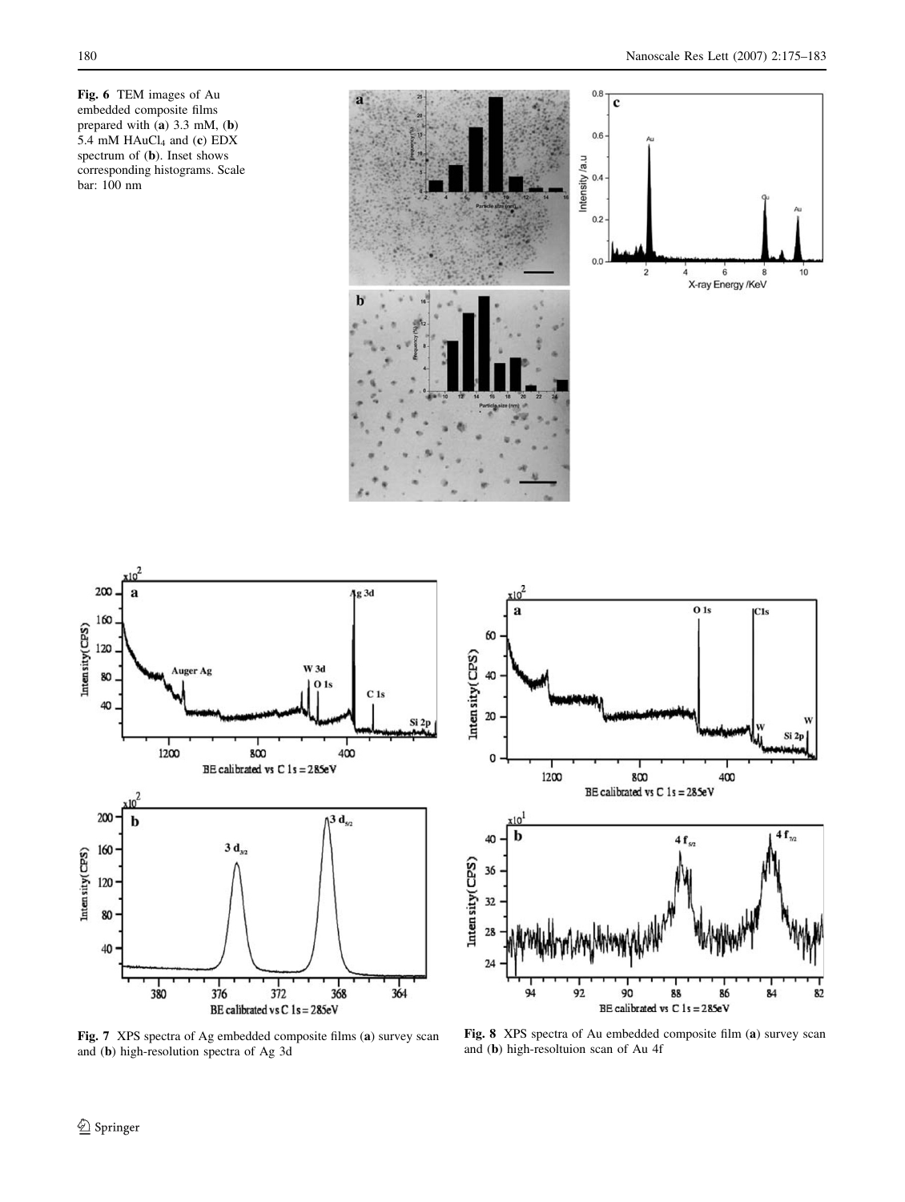**Fig. 6** TEM images of Au embedded composite films prepared with (**a**) 3.3 mM, (**b**) 5.4 mM $HAuCl_4$ and (**c**) EDX spectrum of (**b**). Inset shows corresponding histograms. Scale bar: 100 nm

**Fig. 7** XPS spectra of Ag embedded composite films (**a**) survey scan and (**b**) high-resolution spectra of Ag 3d

**Fig. 8** XPS spectra of Au embedded composite film (**a**) survey scan and (**b**) high-resoltuion scan of Au 4f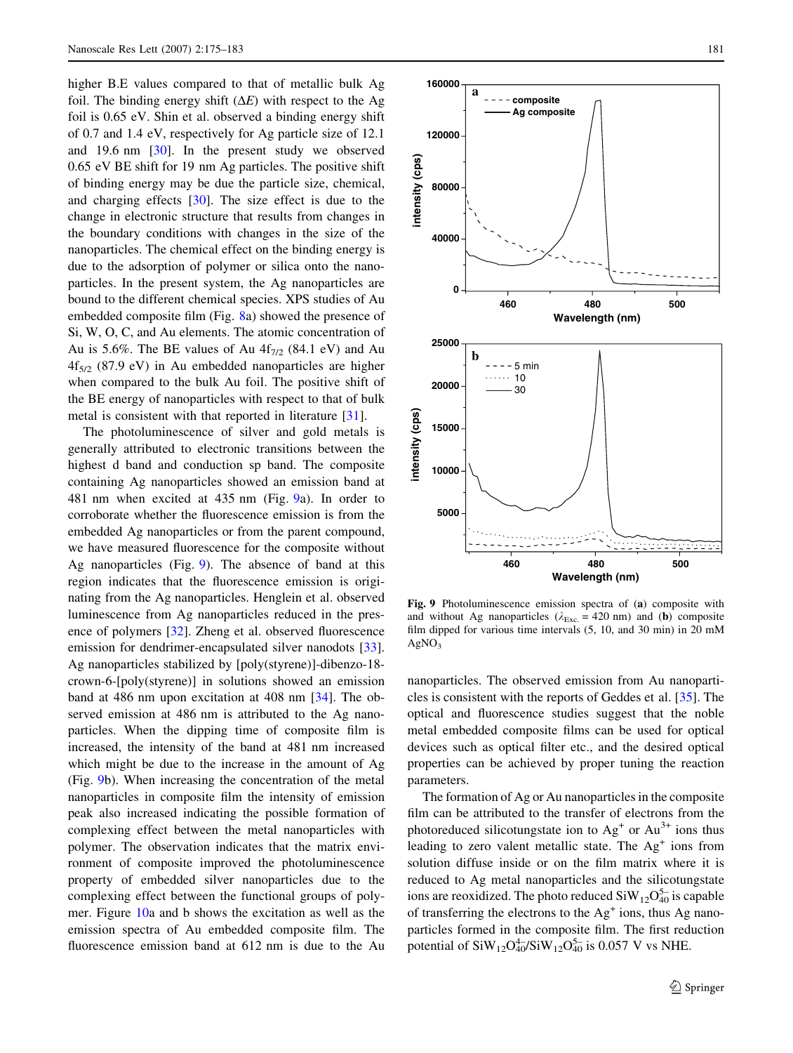higher B.E values compared to that of metallic bulk Ag foil. The binding energy shift ($\Delta E$) with respect to the Ag foil is 0.65 eV. Shin et al. observed a binding energy shift of 0.7 and 1.4 eV, respectively for Ag particle size of 12.1 and 19.6 nm [30]. In the present study we observed 0.65 eV BE shift for 19 nm Ag particles. The positive shift of binding energy may be due the particle size, chemical, and charging effects [30]. The size effect is due to the change in electronic structure that results from changes in the boundary conditions with changes in the size of the nanoparticles. The chemical effect on the binding energy is due to the adsorption of polymer or silica onto the nanoparticles. In the present system, the Ag nanoparticles are bound to the different chemical species. XPS studies of Au embedded composite film (Fig. 8a) showed the presence of Si, W, O, C, and Au elements. The atomic concentration of Au is 5.6%. The BE values of Au $4f_{7/2}$ (84.1 eV) and Au $4f_{5/2}$ (87.9 eV) in Au embedded nanoparticles are higher when compared to the bulk Au foil. The positive shift of the BE energy of nanoparticles with respect to that of bulk metal is consistent with that reported in literature [31].

The photoluminescence of silver and gold metals is generally attributed to electronic transitions between the highest d band and conduction sp band. The composite containing Ag nanoparticles showed an emission band at 481 nm when excited at 435 nm (Fig. 9a). In order to corroborate whether the fluorescence emission is from the embedded Ag nanoparticles or from the parent compound, we have measured fluorescence for the composite without Ag nanoparticles (Fig. 9). The absence of band at this region indicates that the fluorescence emission is originating from the Ag nanoparticles. Henglein et al. observed luminescence from Ag nanoparticles reduced in the presence of polymers [32]. Zheng et al. observed fluorescence emission for dendrimer-encapsulated silver nanodots [33]. Ag nanoparticles stabilized by [poly(styrene)]-dibenzo-18-crown-6-[poly(styrene)] in solutions showed an emission band at 486 nm upon excitation at 408 nm [34]. The observed emission at 486 nm is attributed to the Ag nanoparticles. When the dipping time of composite film is increased, the intensity of the band at 481 nm increased which might be due to the increase in the amount of Ag (Fig. 9b). When increasing the concentration of the metal nanoparticles in composite film the intensity of emission peak also increased indicating the possible formation of complexing effect between the metal nanoparticles with polymer. The observation indicates that the matrix environment of composite improved the photoluminescence property of embedded silver nanoparticles due to the complexing effect between the functional groups of polymer. Figure 10a and b shows the excitation as well as the emission spectra of Au embedded composite film. The fluorescence emission band at 612 nm is due to the Au nanoparticles. The observed emission from Au nanoparticles is consistent with the reports of Geddes et al. [35]. The optical and fluorescence studies suggest that the noble metal embedded composite films can be used for optical devices such as optical filter etc., and the desired optical properties can be achieved by proper tuning the reaction parameters.

**Fig. 9** Photoluminescence emission spectra of (**a**) composite with and without Ag nanoparticles ($\lambda_{Exc.}$ = 420 nm) and (**b**) composite film dipped for various time intervals (5, 10, and 30 min) in 20 mM $AgNO_3$

The formation of Ag or Au nanoparticles in the composite film can be attributed to the transfer of electrons from the photoreduced silicotungstate ion to $Ag^+$ or $Au^{3+}$ ions thus leading to zero valent metallic state. The $Ag^+$ ions from solution diffuse inside or on the film matrix where it is reduced to Ag metal nanoparticles and the silicotungstate ions are reoxidized. The photo reduced $SiW_{12}O_{40}^{5-}$ is capable of transferring the electrons to the $Ag^+$ ions, thus Ag nanoparticles formed in the composite film. The first reduction potential of $SiW_{12}O_{40}^{4-}/SiW_{12}O_{40}^{5-}$ is 0.057 V vs NHE.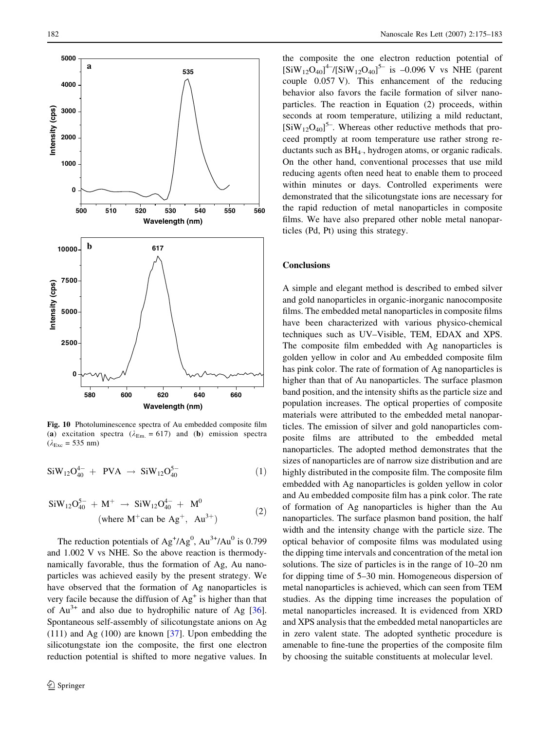Fig. 10 Photoluminescence spectra of Au embedded composite film (**a**) excitation spectra ($\lambda_{Em.} = 617$) and (**b**) emission spectra ($\lambda_{Exc} = 535$ nm)

$$SiW_{12}O_{40}^{4-} + PVA \rightarrow SiW_{12}O_{40}^{5-} \quad (1)$$

$$SiW_{12}O_{40}^{5-} + M^{+} \rightarrow SiW_{12}O_{40}^{4-} + M^{0} \quad \text{(where } M^{+} \text{can be } Ag^{+}, \; Au^{3+}\text{)} \quad (2)$$

The reduction potentials of $Ag^{+}/Ag^{0}$, $Au^{3+}/Au^{0}$ is 0.799 and 1.002 V vs NHE. So the above reaction is thermodynamically favorable, thus the formation of Ag, Au nanoparticles was achieved easily by the present strategy. We have observed that the formation of Ag nanoparticles is very facile because the diffusion of $Ag^{+}$ is higher than that of $Au^{3+}$ and also due to hydrophilic nature of Ag [36]. Spontaneous self-assembly of silicotungstate anions on Ag (111) and Ag (100) are known [37]. Upon embedding the silicotungstate ion the composite, the first one electron reduction potential is shifted to more negative values. In the composite the one electron reduction potential of $[SiW_{12}O_{40}]^{4-}/[SiW_{12}O_{40}]^{5-}$ is –0.096 V vs NHE (parent couple 0.057 V). This enhancement of the reducing behavior also favors the facile formation of silver nanoparticles. The reaction in Equation (2) proceeds, within seconds at room temperature, utilizing a mild reductant, $[SiW_{12}O_{40}]^{5-}$. Whereas other reductive methods that proceed promptly at room temperature use rather strong reductants such as $BH_{4^-}$, hydrogen atoms, or organic radicals. On the other hand, conventional processes that use mild reducing agents often need heat to enable them to proceed within minutes or days. Controlled experiments were demonstrated that the silicotungstate ions are necessary for the rapid reduction of metal nanoparticles in composite films. We have also prepared other noble metal nanoparticles (Pd, Pt) using this strategy.

## Conclusions

A simple and elegant method is described to embed silver and gold nanoparticles in organic-inorganic nanocomposite films. The embedded metal nanoparticles in composite films have been characterized with various physico-chemical techniques such as UV–Visible, TEM, EDAX and XPS. The composite film embedded with Ag nanoparticles is golden yellow in color and Au embedded composite film has pink color. The rate of formation of Ag nanoparticles is higher than that of Au nanoparticles. The surface plasmon band position, and the intensity shifts as the particle size and population increases. The optical properties of composite materials were attributed to the embedded metal nanoparticles. The emission of silver and gold nanoparticles composite films are attributed to the embedded metal nanoparticles. The adopted method demonstrates that the sizes of nanoparticles are of narrow size distribution and are highly distributed in the composite film. The composite film embedded with Ag nanoparticles is golden yellow in color and Au embedded composite film has a pink color. The rate of formation of Ag nanoparticles is higher than the Au nanoparticles. The surface plasmon band position, the half width and the intensity change with the particle size. The optical behavior of composite films was modulated using the dipping time intervals and concentration of the metal ion solutions. The size of particles is in the range of 10–20 nm for dipping time of 5–30 min. Homogeneous dispersion of metal nanoparticles is achieved, which can seen from TEM studies. As the dipping time increases the population of metal nanoparticles increased. It is evidenced from XRD and XPS analysis that the embedded metal nanoparticles are in zero valent state. The adopted synthetic procedure is amenable to fine-tune the properties of the composite film by choosing the suitable constituents at molecular level.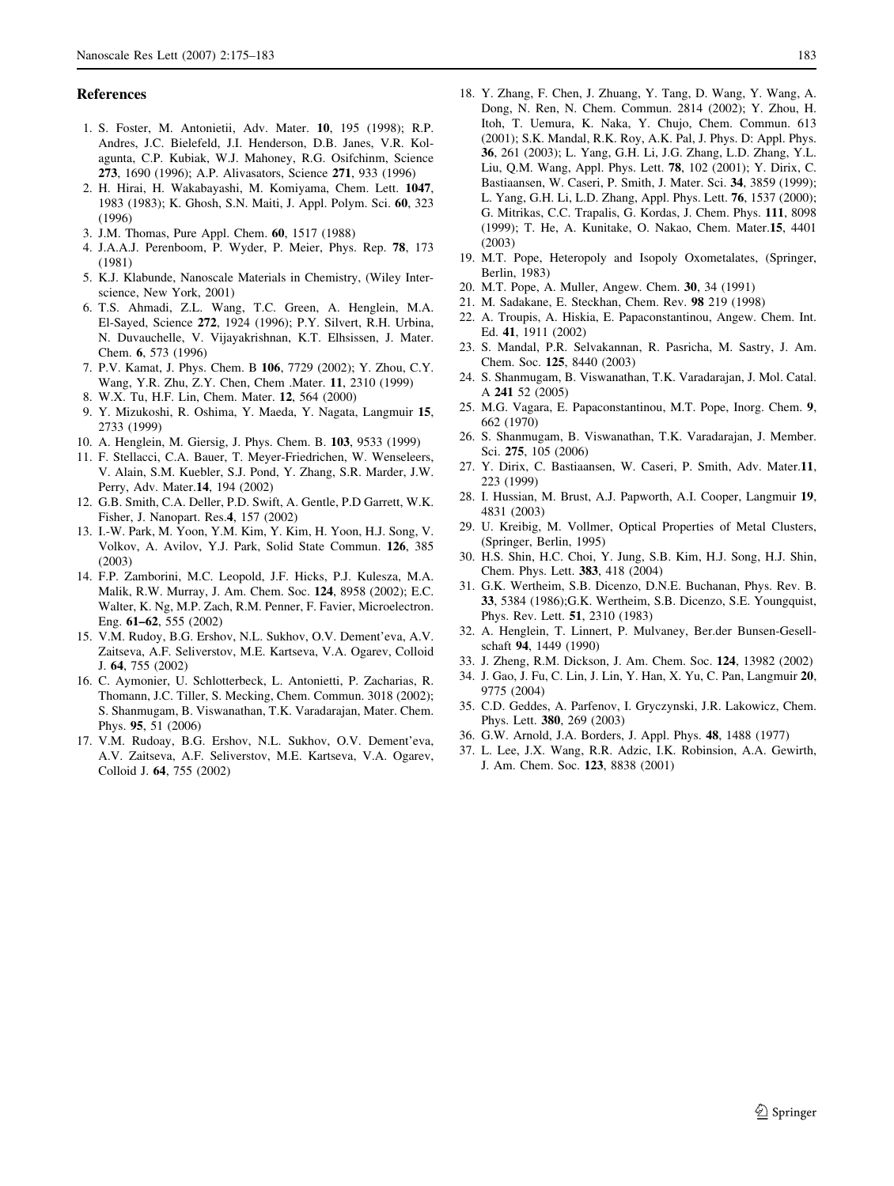## References

1. S. Foster, M. Antonietii, Adv. Mater. **10**, 195 (1998); R.P. Andres, J.C. Bielefeld, J.I. Henderson, D.B. Janes, V.R. Kolagunta, C.P. Kubiak, W.J. Mahoney, R.G. Osifchinm, Science **273**, 1690 (1996); A.P. Alivasators, Science **271**, 933 (1996)
2. H. Hirai, H. Wakabayashi, M. Komiyama, Chem. Lett. **1047**, 1983 (1983); K. Ghosh, S.N. Maiti, J. Appl. Polym. Sci. **60**, 323 (1996)
3. J.M. Thomas, Pure Appl. Chem. **60**, 1517 (1988)
4. J.A.A.J. Perenboom, P. Wyder, P. Meier, Phys. Rep. **78**, 173 (1981)
5. K.J. Klabunde, Nanoscale Materials in Chemistry, (Wiley Interscience, New York, 2001)
6. T.S. Ahmadi, Z.L. Wang, T.C. Green, A. Henglein, M.A. El-Sayed, Science **272**, 1924 (1996); P.Y. Silvert, R.H. Urbina, N. Duvauchelle, V. Vijayakrishnan, K.T. Elhsissen, J. Mater. Chem. **6**, 573 (1996)
7. P.V. Kamat, J. Phys. Chem. B **106**, 7729 (2002); Y. Zhou, C.Y. Wang, Y.R. Zhu, Z.Y. Chen, Chem .Mater. **11**, 2310 (1999)
8. W.X. Tu, H.F. Lin, Chem. Mater. **12**, 564 (2000)
9. Y. Mizukoshi, R. Oshima, Y. Maeda, Y. Nagata, Langmuir **15**, 2733 (1999)
10. A. Henglein, M. Giersig, J. Phys. Chem. B. **103**, 9533 (1999)
11. F. Stellacci, C.A. Bauer, T. Meyer-Friedrichen, W. Wenseleers, V. Alain, S.M. Kuebler, S.J. Pond, Y. Zhang, S.R. Marder, J.W. Perry, Adv. Mater.**14**, 194 (2002)
12. G.B. Smith, C.A. Deller, P.D. Swift, A. Gentle, P.D Garrett, W.K. Fisher, J. Nanopart. Res.**4**, 157 (2002)
13. I.-W. Park, M. Yoon, Y.M. Kim, Y. Kim, H. Yoon, H.J. Song, V. Volkov, A. Avilov, Y.J. Park, Solid State Commun. **126**, 385 (2003)
14. F.P. Zamborini, M.C. Leopold, J.F. Hicks, P.J. Kulesza, M.A. Malik, R.W. Murray, J. Am. Chem. Soc. **124**, 8958 (2002); E.C. Walter, K. Ng, M.P. Zach, R.M. Penner, F. Favier, Microelectron. Eng. **61–62**, 555 (2002)
15. V.M. Rudoy, B.G. Ershov, N.L. Sukhov, O.V. Dement'eva, A.V. Zaitseva, A.F. Seliverstov, M.E. Kartseva, V.A. Ogarev, Colloid J. **64**, 755 (2002)
16. C. Aymonier, U. Schlotterbeck, L. Antonietti, P. Zacharias, R. Thomann, J.C. Tiller, S. Mecking, Chem. Commun. 3018 (2002); S. Shanmugam, B. Viswanathan, T.K. Varadarajan, Mater. Chem. Phys. **95**, 51 (2006)
17. V.M. Rudoay, B.G. Ershov, N.L. Sukhov, O.V. Dement'eva, A.V. Zaitseva, A.F. Seliverstov, M.E. Kartseva, V.A. Ogarev, Colloid J. **64**, 755 (2002)
18. Y. Zhang, F. Chen, J. Zhuang, Y. Tang, D. Wang, Y. Wang, A. Dong, N. Ren, N. Chem. Commun. 2814 (2002); Y. Zhou, H. Itoh, T. Uemura, K. Naka, Y. Chujo, Chem. Commun. 613 (2001); S.K. Mandal, R.K. Roy, A.K. Pal, J. Phys. D: Appl. Phys. **36**, 261 (2003); L. Yang, G.H. Li, J.G. Zhang, L.D. Zhang, Y.L. Liu, Q.M. Wang, Appl. Phys. Lett. **78**, 102 (2001); Y. Dirix, C. Bastiaansen, W. Caseri, P. Smith, J. Mater. Sci. **34**, 3859 (1999); L. Yang, G.H. Li, L.D. Zhang, Appl. Phys. Lett. **76**, 1537 (2000); G. Mitrikas, C.C. Trapalis, G. Kordas, J. Chem. Phys. **111**, 8098 (1999); T. He, A. Kunitake, O. Nakao, Chem. Mater.**15**, 4401 (2003)
19. M.T. Pope, Heteropoly and Isopoly Oxometalates, (Springer, Berlin, 1983)
20. M.T. Pope, A. Muller, Angew. Chem. **30**, 34 (1991)
21. M. Sadakane, E. Steckhan, Chem. Rev. **98** 219 (1998)
22. A. Troupis, A. Hiskia, E. Papaconstantinou, Angew. Chem. Int. Ed. **41**, 1911 (2002)
23. S. Mandal, P.R. Selvakannan, R. Pasricha, M. Sastry, J. Am. Chem. Soc. **125**, 8440 (2003)
24. S. Shanmugam, B. Viswanathan, T.K. Varadarajan, J. Mol. Catal. A **241** 52 (2005)
25. M.G. Vagara, E. Papaconstantinou, M.T. Pope, Inorg. Chem. **9**, 662 (1970)
26. S. Shanmugam, B. Viswanathan, T.K. Varadarajan, J. Member. Sci. **275**, 105 (2006)
27. Y. Dirix, C. Bastiaansen, W. Caseri, P. Smith, Adv. Mater.**11**, 223 (1999)
28. I. Hussian, M. Brust, A.J. Papworth, A.I. Cooper, Langmuir **19**, 4831 (2003)
29. U. Kreibig, M. Vollmer, Optical Properties of Metal Clusters, (Springer, Berlin, 1995)
30. H.S. Shin, H.C. Choi, Y. Jung, S.B. Kim, H.J. Song, H.J. Shin, Chem. Phys. Lett. **383**, 418 (2004)
31. G.K. Wertheim, S.B. Dicenzo, D.N.E. Buchanan, Phys. Rev. B. **33**, 5384 (1986);G.K. Wertheim, S.B. Dicenzo, S.E. Youngquist, Phys. Rev. Lett. **51**, 2310 (1983)
32. A. Henglein, T. Linnert, P. Mulvaney, Ber.der Bunsen-Gesellschaft **94**, 1449 (1990)
33. J. Zheng, R.M. Dickson, J. Am. Chem. Soc. **124**, 13982 (2002)
34. J. Gao, J. Fu, C. Lin, J. Lin, Y. Han, X. Yu, C. Pan, Langmuir **20**, 9775 (2004)
35. C.D. Geddes, A. Parfenov, I. Gryczynski, J.R. Lakowicz, Chem. Phys. Lett. **380**, 269 (2003)
36. G.W. Arnold, J.A. Borders, J. Appl. Phys. **48**, 1488 (1977)
37. L. Lee, J.X. Wang, R.R. Adzic, I.K. Robinsion, A.A. Gewirth, J. Am. Chem. Soc. **123**, 8838 (2001)